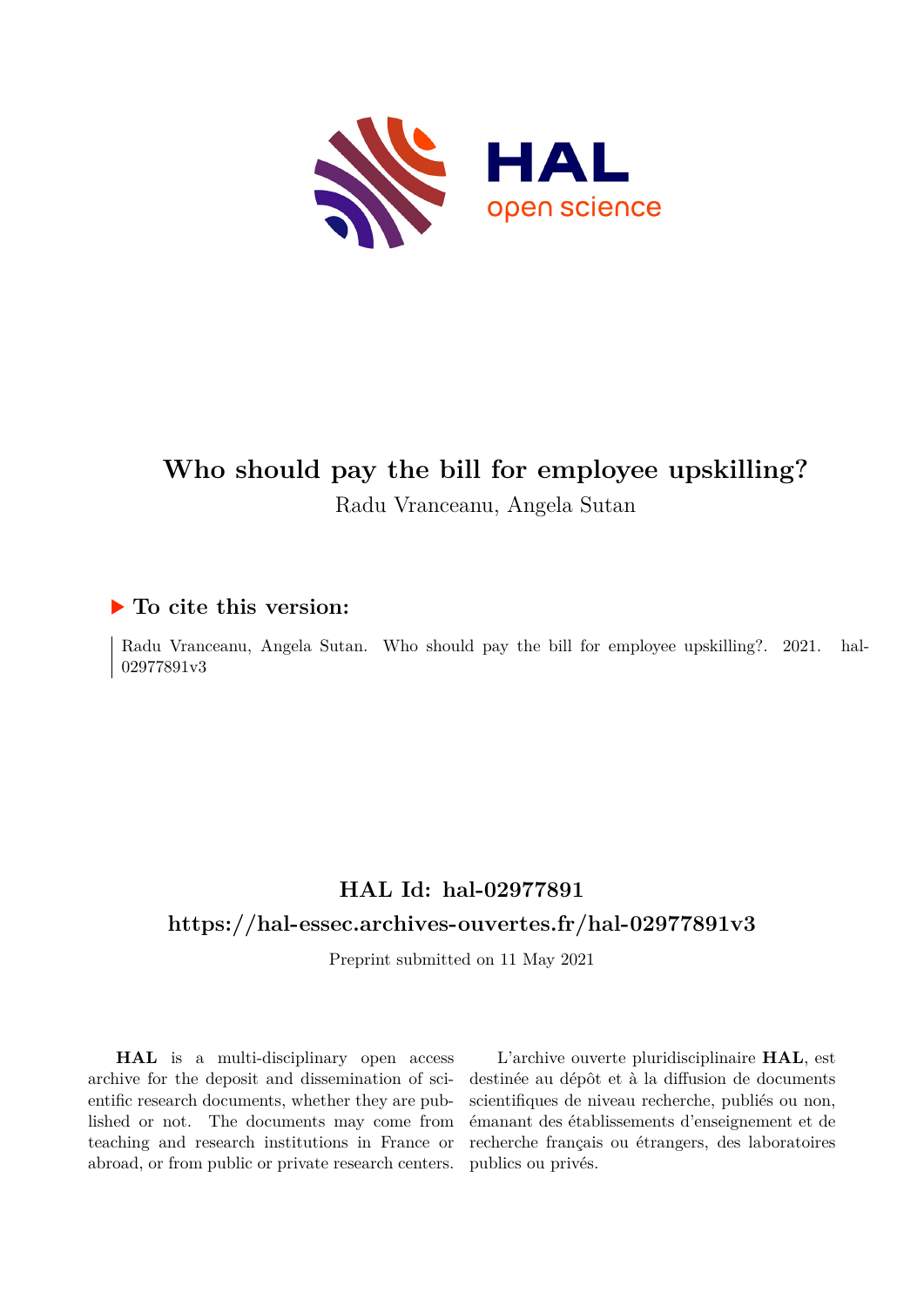# Who should pay the bill for employee upskilling?

Radu Vranceanu, Angela Sutan

## To cite this version:

Radu Vranceanu, Angela Sutan. Who should pay the bill for employee upskilling?. 2021. hal-02977891v3

## HAL Id: hal-02977891

## https://hal-essec.archives-ouvertes.fr/hal-02977891v3

Preprint submitted on 11 May 2021

**HAL** is a multi-disciplinary open access archive for the deposit and dissemination of scientific research documents, whether they are published or not. The documents may come from teaching and research institutions in France or abroad, or from public or private research centers.

L'archive ouverte pluridisciplinaire **HAL**, est destinée au dépôt et à la diffusion de documents scientifiques de niveau recherche, publiés ou non, émanant des établissements d'enseignement et de recherche français ou étrangers, des laboratoires publics ou privés.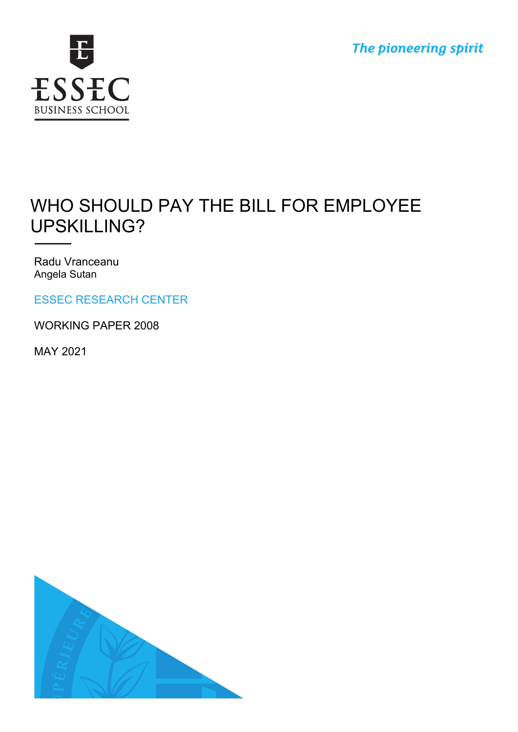# WHO SHOULD PAY THE BILL FOR EMPLOYEE UPSKILLING?

Radu Vranceanu
Angela Sutan

ESSEC RESEARCH CENTER

WORKING PAPER 2008

MAY 2021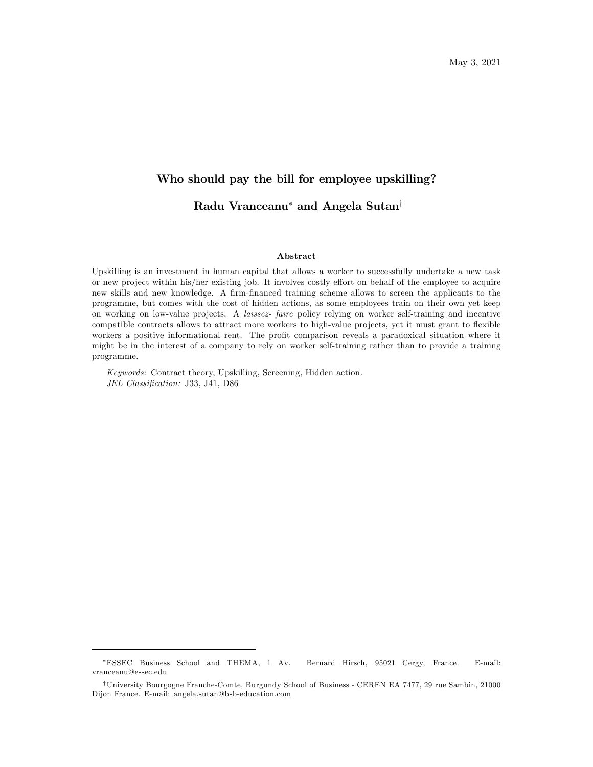May 3, 2021

# Who should pay the bill for employee upskilling?

**Radu Vranceanu[*] and Angela Sutan[†]**

### Abstract

Upskilling is an investment in human capital that allows a worker to successfully undertake a new task or new project within his/her existing job. It involves costly effort on behalf of the employee to acquire new skills and new knowledge. A firm-financed training scheme allows to screen the applicants to the programme, but comes with the cost of hidden actions, as some employees train on their own yet keep on working on low-value projects. A *laissez- faire* policy relying on worker self-training and incentive compatible contracts allows to attract more workers to high-value projects, yet it must grant to flexible workers a positive informational rent. The profit comparison reveals a paradoxical situation where it might be in the interest of a company to rely on worker self-training rather than to provide a training programme.

*Keywords:* Contract theory, Upskilling, Screening, Hidden action.
*JEL Classification:* J33, J41, D86

---

[*] ESSEC Business School and THEMA, 1 Av. Bernard Hirsch, 95021 Cergy, France. E-mail: vranceanu@essec.edu

[†] University Bourgogne Franche-Comte, Burgundy School of Business - CEREN EA 7477, 29 rue Sambin, 21000 Dijon France. E-mail: angela.sutan@bsb-education.com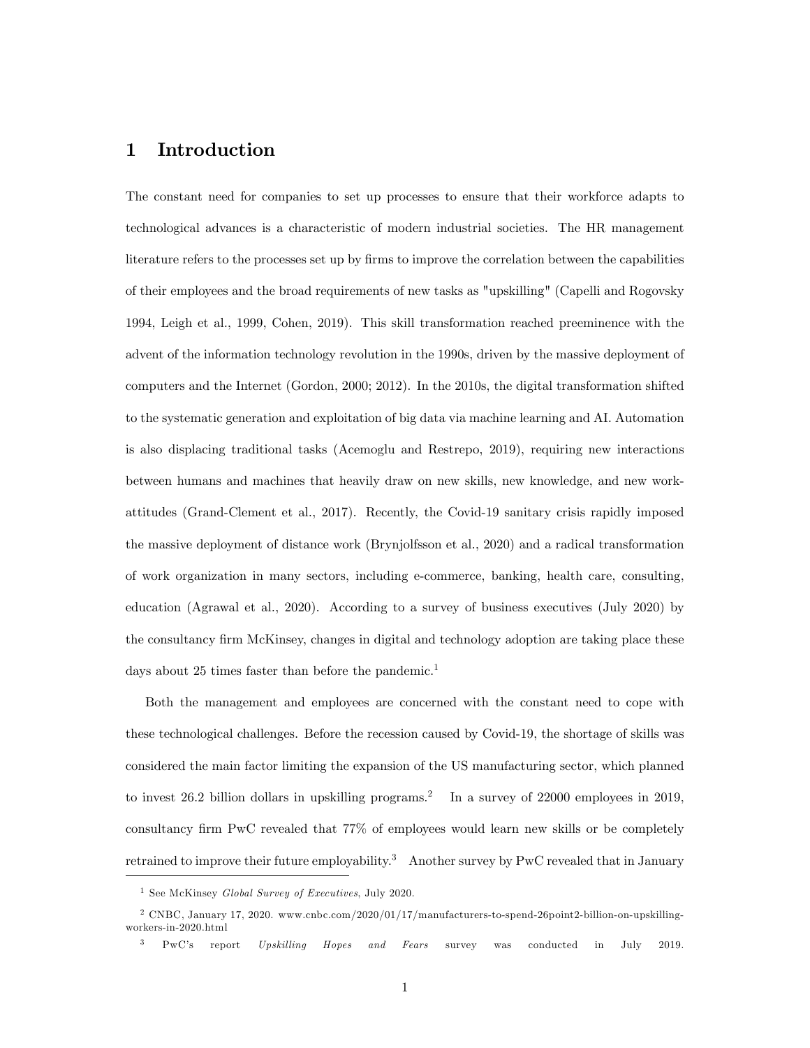# 1 Introduction

The constant need for companies to set up processes to ensure that their workforce adapts to technological advances is a characteristic of modern industrial societies. The HR management literature refers to the processes set up by firms to improve the correlation between the capabilities of their employees and the broad requirements of new tasks as "upskilling" (Capelli and Rogovsky 1994, Leigh et al., 1999, Cohen, 2019). This skill transformation reached preeminence with the advent of the information technology revolution in the 1990s, driven by the massive deployment of computers and the Internet (Gordon, 2000; 2012). In the 2010s, the digital transformation shifted to the systematic generation and exploitation of big data via machine learning and AI. Automation is also displacing traditional tasks (Acemoglu and Restrepo, 2019), requiring new interactions between humans and machines that heavily draw on new skills, new knowledge, and new work-attitudes (Grand-Clement et al., 2017). Recently, the Covid-19 sanitary crisis rapidly imposed the massive deployment of distance work (Brynjolfsson et al., 2020) and a radical transformation of work organization in many sectors, including e-commerce, banking, health care, consulting, education (Agrawal et al., 2020). According to a survey of business executives (July 2020) by the consultancy firm McKinsey, changes in digital and technology adoption are taking place these days about 25 times faster than before the pandemic.[1]

Both the management and employees are concerned with the constant need to cope with these technological challenges. Before the recession caused by Covid-19, the shortage of skills was considered the main factor limiting the expansion of the US manufacturing sector, which planned to invest 26.2 billion dollars in upskilling programs.[2] In a survey of 22000 employees in 2019, consultancy firm PwC revealed that 77% of employees would learn new skills or be completely retrained to improve their future employability.[3] Another survey by PwC revealed that in January

[1] See McKinsey *Global Survey of Executives*, July 2020.

[2] CNBC, January 17, 2020. www.cnbc.com/2020/01/17/manufacturers-to-spend-26point2-billion-on-upskilling-workers-in-2020.html

[3] PwC's report *Upskilling Hopes and Fears* survey was conducted in July 2019.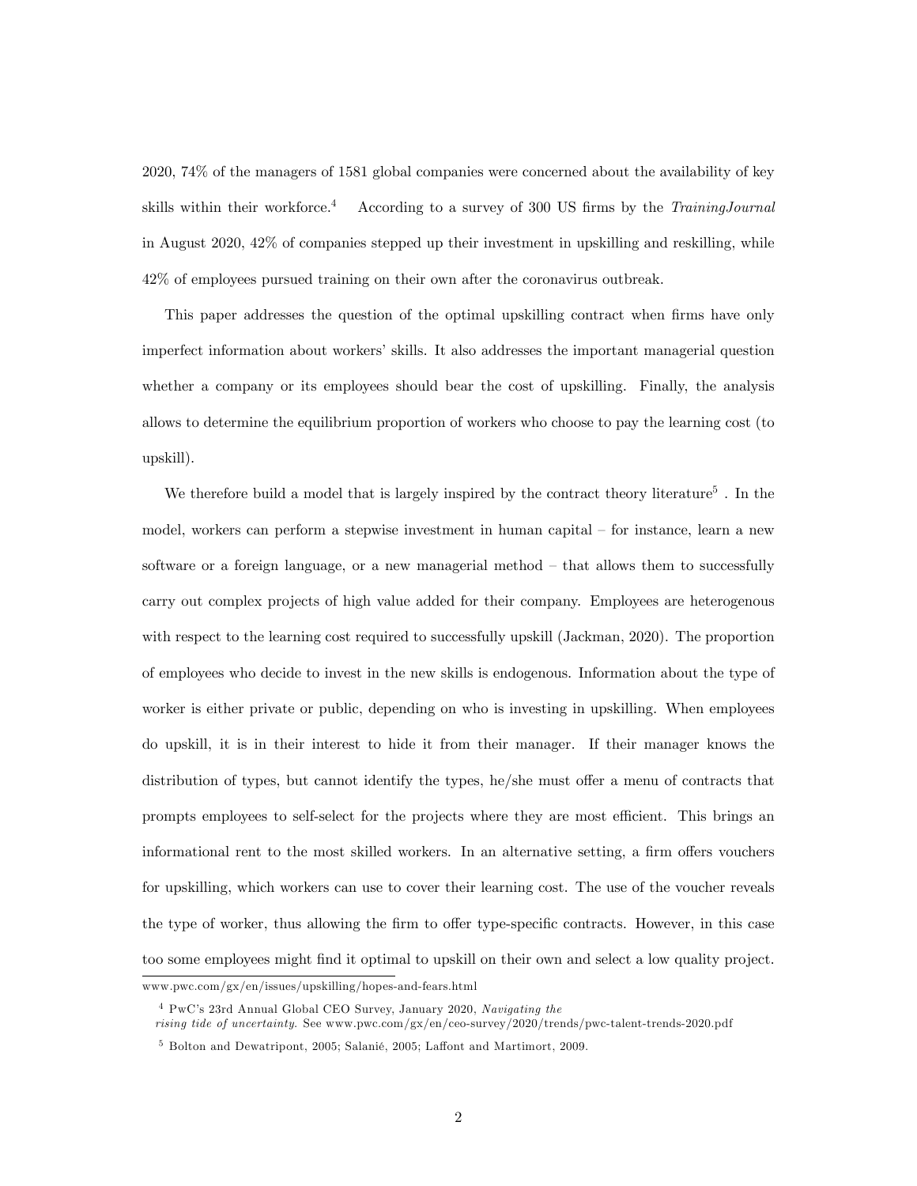2020, 74% of the managers of 1581 global companies were concerned about the availability of key skills within their workforce.[4] According to a survey of 300 US firms by the *TrainingJournal* in August 2020, 42% of companies stepped up their investment in upskilling and reskilling, while 42% of employees pursued training on their own after the coronavirus outbreak.

This paper addresses the question of the optimal upskilling contract when firms have only imperfect information about workers' skills. It also addresses the important managerial question whether a company or its employees should bear the cost of upskilling. Finally, the analysis allows to determine the equilibrium proportion of workers who choose to pay the learning cost (to upskill).

We therefore build a model that is largely inspired by the contract theory literature[5] . In the model, workers can perform a stepwise investment in human capital – for instance, learn a new software or a foreign language, or a new managerial method – that allows them to successfully carry out complex projects of high value added for their company. Employees are heterogenous with respect to the learning cost required to successfully upskill (Jackman, 2020). The proportion of employees who decide to invest in the new skills is endogenous. Information about the type of worker is either private or public, depending on who is investing in upskilling. When employees do upskill, it is in their interest to hide it from their manager. If their manager knows the distribution of types, but cannot identify the types, he/she must offer a menu of contracts that prompts employees to self-select for the projects where they are most efficient. This brings an informational rent to the most skilled workers. In an alternative setting, a firm offers vouchers for upskilling, which workers can use to cover their learning cost. The use of the voucher reveals the type of worker, thus allowing the firm to offer type-specific contracts. However, in this case too some employees might find it optimal to upskill on their own and select a low quality project.

www.pwc.com/gx/en/issues/upskilling/hopes-and-fears.html

[4] PwC's 23rd Annual Global CEO Survey, January 2020, *Navigating the rising tide of uncertainty*. See www.pwc.com/gx/en/ceo-survey/2020/trends/pwc-talent-trends-2020.pdf

[5] Bolton and Dewatripont, 2005; Salanié, 2005; Laffont and Martimort, 2009.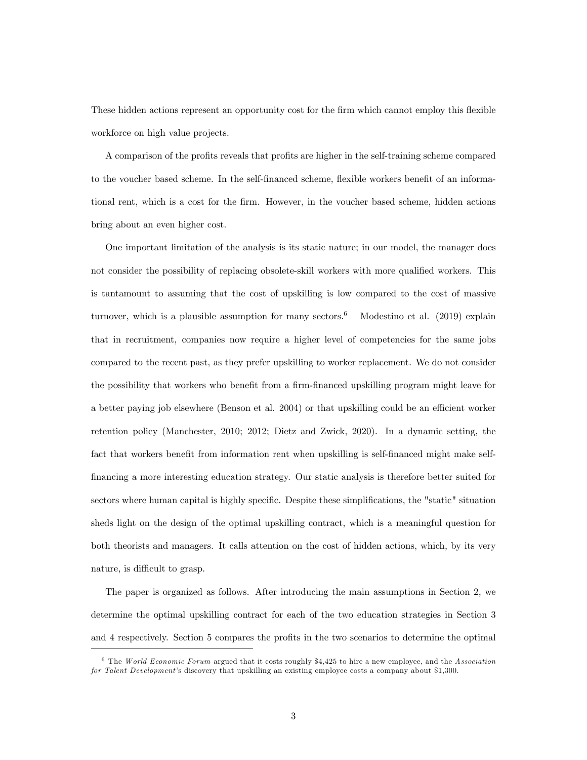These hidden actions represent an opportunity cost for the firm which cannot employ this flexible workforce on high value projects.

A comparison of the profits reveals that profits are higher in the self-training scheme compared to the voucher based scheme. In the self-financed scheme, flexible workers benefit of an informational rent, which is a cost for the firm. However, in the voucher based scheme, hidden actions bring about an even higher cost.

One important limitation of the analysis is its static nature; in our model, the manager does not consider the possibility of replacing obsolete-skill workers with more qualified workers. This is tantamount to assuming that the cost of upskilling is low compared to the cost of massive turnover, which is a plausible assumption for many sectors.[6] Modestino et al. (2019) explain that in recruitment, companies now require a higher level of competencies for the same jobs compared to the recent past, as they prefer upskilling to worker replacement. We do not consider the possibility that workers who benefit from a firm-financed upskilling program might leave for a better paying job elsewhere (Benson et al. 2004) or that upskilling could be an efficient worker retention policy (Manchester, 2010; 2012; Dietz and Zwick, 2020). In a dynamic setting, the fact that workers benefit from information rent when upskilling is self-financed might make self-financing a more interesting education strategy. Our static analysis is therefore better suited for sectors where human capital is highly specific. Despite these simplifications, the "static" situation sheds light on the design of the optimal upskilling contract, which is a meaningful question for both theorists and managers. It calls attention on the cost of hidden actions, which, by its very nature, is difficult to grasp.

The paper is organized as follows. After introducing the main assumptions in Section 2, we determine the optimal upskilling contract for each of the two education strategies in Section 3 and 4 respectively. Section 5 compares the profits in the two scenarios to determine the optimal

[6] The *World Economic Forum* argued that it costs roughly $4,425 to hire a new employee, and the *Association for Talent Development*'s discovery that upskilling an existing employee costs a company about $1,300.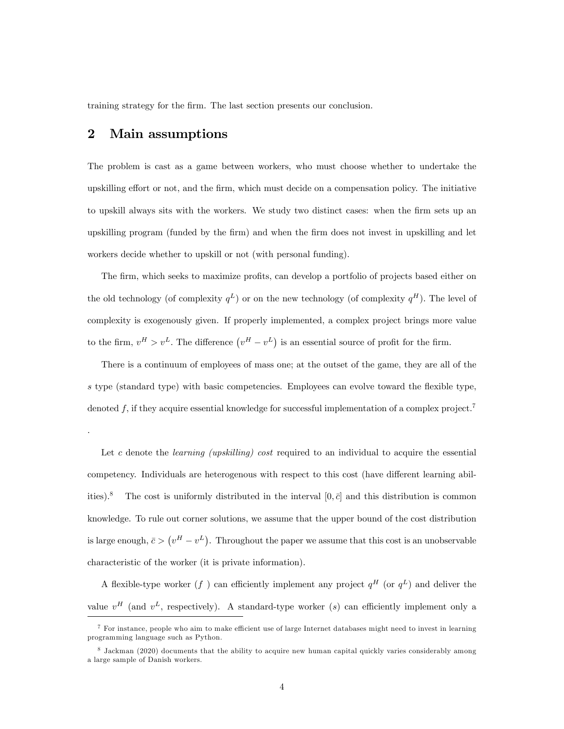training strategy for the firm. The last section presents our conclusion.

## 2 Main assumptions

The problem is cast as a game between workers, who must choose whether to undertake the upskilling effort or not, and the firm, which must decide on a compensation policy. The initiative to upskill always sits with the workers. We study two distinct cases: when the firm sets up an upskilling program (funded by the firm) and when the firm does not invest in upskilling and let workers decide whether to upskill or not (with personal funding).

The firm, which seeks to maximize profits, can develop a portfolio of projects based either on the old technology (of complexity $q^L$) or on the new technology (of complexity $q^H$). The level of complexity is exogenously given. If properly implemented, a complex project brings more value to the firm, $v^H > v^L$. The difference $\left(v^H - v^L\right)$ is an essential source of profit for the firm.

There is a continuum of employees of mass one; at the outset of the game, they are all of the $s$ type (standard type) with basic competencies. Employees can evolve toward the flexible type, denoted $f$, if they acquire essential knowledge for successful implementation of a complex project.[7]

.

Let $c$ denote the *learning (upskilling) cost* required to an individual to acquire the essential competency. Individuals are heterogenous with respect to this cost (have different learning abilities).[8] The cost is uniformly distributed in the interval $[0, \bar{c}]$ and this distribution is common knowledge. To rule out corner solutions, we assume that the upper bound of the cost distribution is large enough, $\bar{c} > \left(v^H - v^L\right)$. Throughout the paper we assume that this cost is an unobservable characteristic of the worker (it is private information).

A flexible-type worker ($f$ ) can efficiently implement any project $q^H$ (or $q^L$) and deliver the value $v^H$ (and $v^L$, respectively). A standard-type worker ($s$) can efficiently implement only a

[7] For instance, people who aim to make efficient use of large Internet databases might need to invest in learning programming language such as Python.

[8] Jackman (2020) documents that the ability to acquire new human capital quickly varies considerably among a large sample of Danish workers.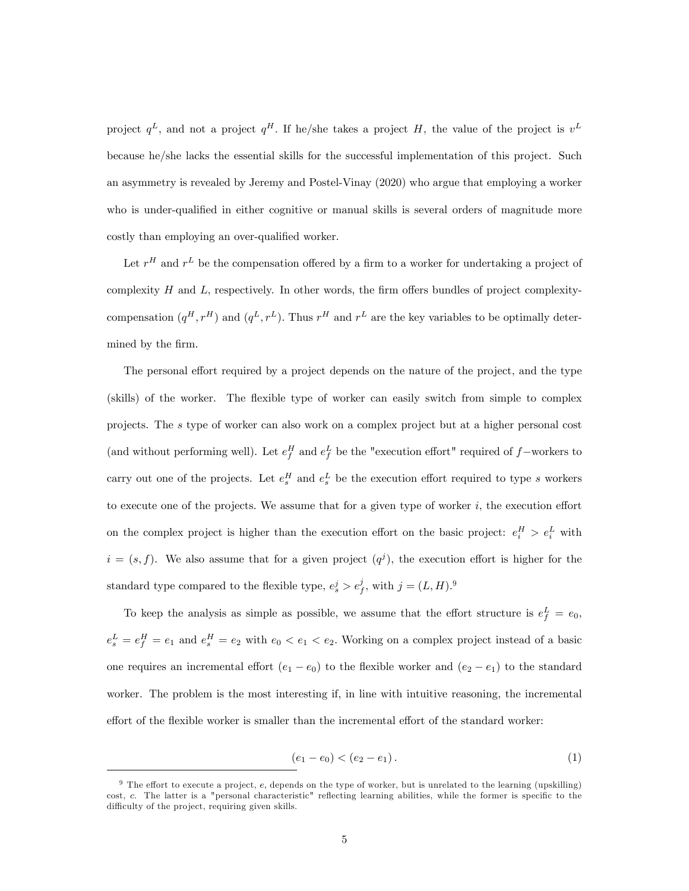project $q^L$, and not a project $q^H$. If he/she takes a project $H$, the value of the project is $v^L$ because he/she lacks the essential skills for the successful implementation of this project. Such an asymmetry is revealed by Jeremy and Postel-Vinay (2020) who argue that employing a worker who is under-qualified in either cognitive or manual skills is several orders of magnitude more costly than employing an over-qualified worker.

Let $r^H$ and $r^L$ be the compensation offered by a firm to a worker for undertaking a project of complexity $H$ and $L$, respectively. In other words, the firm offers bundles of project complexity-compensation $(q^H, r^H)$ and $(q^L, r^L)$. Thus $r^H$ and $r^L$ are the key variables to be optimally determined by the firm.

The personal effort required by a project depends on the nature of the project, and the type (skills) of the worker. The flexible type of worker can easily switch from simple to complex projects. The $s$ type of worker can also work on a complex project but at a higher personal cost (and without performing well). Let $e_f^H$ and $e_f^L$ be the "execution effort" required of $f-$workers to carry out one of the projects. Let $e_s^H$ and $e_s^L$ be the execution effort required to type $s$ workers to execute one of the projects. We assume that for a given type of worker $i$, the execution effort on the complex project is higher than the execution effort on the basic project: $e_i^H > e_i^L$ with $i = (s, f)$. We also assume that for a given project $(q^j)$, the execution effort is higher for the standard type compared to the flexible type, $e_s^j > e_f^j$, with $j = (L, H)$.[9]

To keep the analysis as simple as possible, we assume that the effort structure is $e_f^L = e_0$, $e_s^L = e_f^H = e_1$ and $e_s^H = e_2$ with $e_0 < e_1 < e_2$. Working on a complex project instead of a basic one requires an incremental effort $(e_1 - e_0)$ to the flexible worker and $(e_2 - e_1)$ to the standard worker. The problem is the most interesting if, in line with intuitive reasoning, the incremental effort of the flexible worker is smaller than the incremental effort of the standard worker:

$$(e_1 - e_0) < (e_2 - e_1). \tag{1}$$

[9] The effort to execute a project, $e$, depends on the type of worker, but is unrelated to the learning (upskilling) cost, $c$. The latter is a "personal characteristic" reflecting learning abilities, while the former is specific to the difficulty of the project, requiring given skills.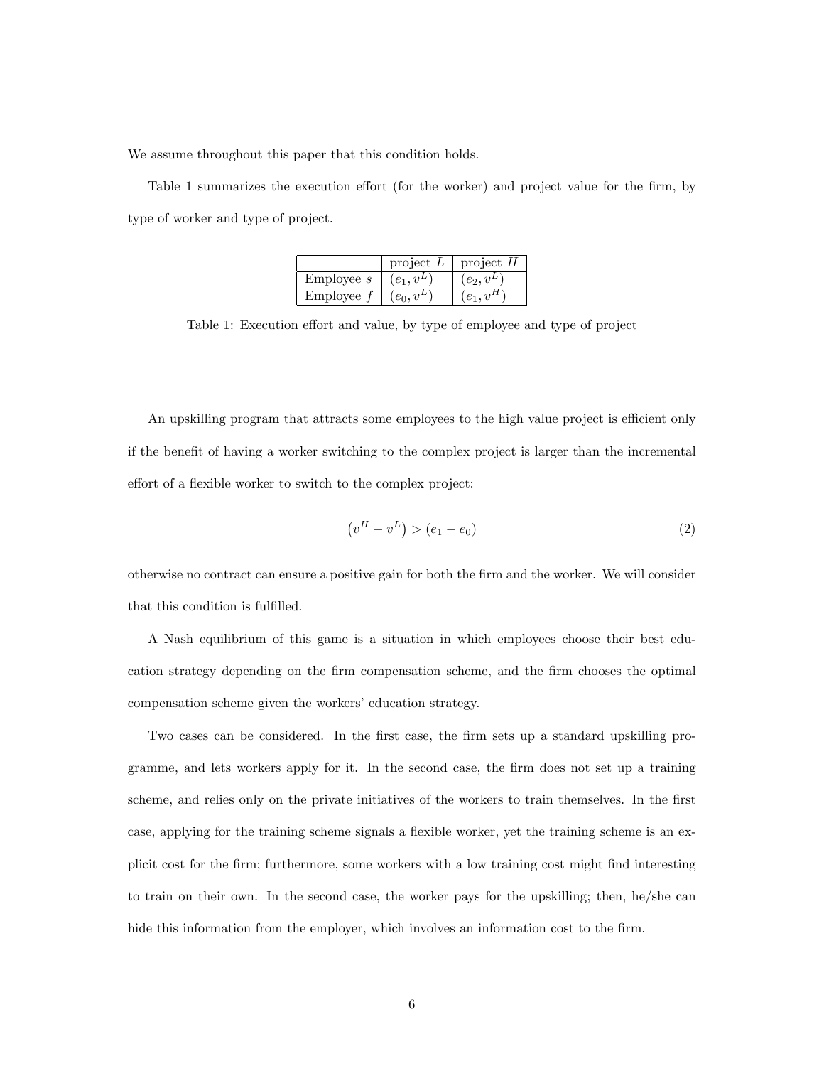We assume throughout this paper that this condition holds.

Table 1 summarizes the execution effort (for the worker) and project value for the firm, by type of worker and type of project.

| | project $L$ | project $H$ |
|---|---|---|
| Employee $s$ | $(e_1, v^L)$ | $(e_2, v^L)$ |
| Employee $f$ | $(e_0, v^L)$ | $(e_1, v^H)$ |

Table 1: Execution effort and value, by type of employee and type of project

An upskilling program that attracts some employees to the high value project is efficient only if the benefit of having a worker switching to the complex project is larger than the incremental effort of a flexible worker to switch to the complex project:

$$\left(v^H - v^L\right) > (e_1 - e_0) \tag{2}$$

otherwise no contract can ensure a positive gain for both the firm and the worker. We will consider that this condition is fulfilled.

A Nash equilibrium of this game is a situation in which employees choose their best education strategy depending on the firm compensation scheme, and the firm chooses the optimal compensation scheme given the workers' education strategy.

Two cases can be considered. In the first case, the firm sets up a standard upskilling programme, and lets workers apply for it. In the second case, the firm does not set up a training scheme, and relies only on the private initiatives of the workers to train themselves. In the first case, applying for the training scheme signals a flexible worker, yet the training scheme is an explicit cost for the firm; furthermore, some workers with a low training cost might find interesting to train on their own. In the second case, the worker pays for the upskilling; then, he/she can hide this information from the employer, which involves an information cost to the firm.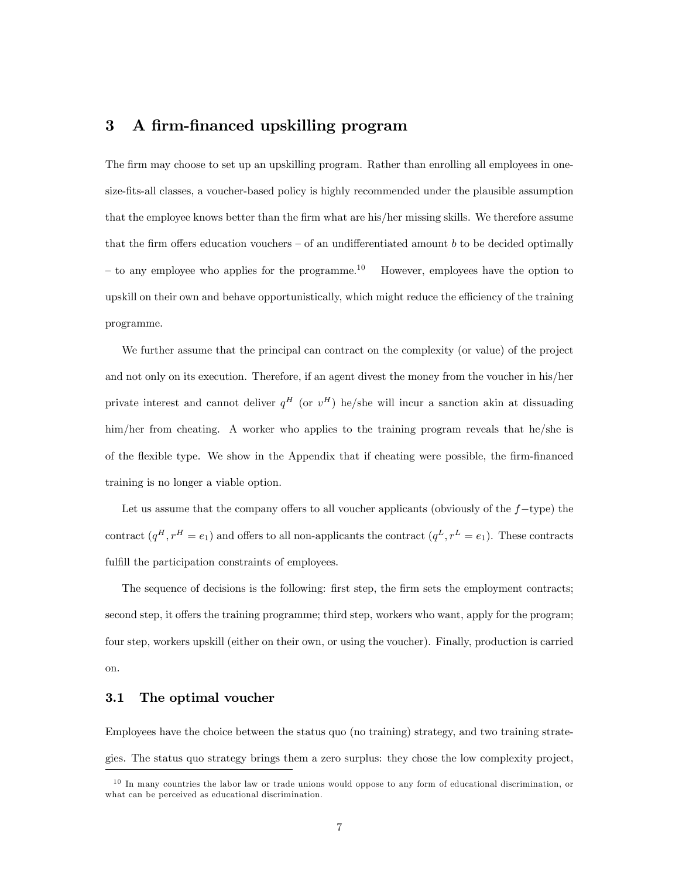## 3 A firm-financed upskilling program

The firm may choose to set up an upskilling program. Rather than enrolling all employees in one-size-fits-all classes, a voucher-based policy is highly recommended under the plausible assumption that the employee knows better than the firm what are his/her missing skills. We therefore assume that the firm offers education vouchers – of an undifferentiated amount $b$ to be decided optimally – to any employee who applies for the programme.[10] However, employees have the option to upskill on their own and behave opportunistically, which might reduce the efficiency of the training programme.

We further assume that the principal can contract on the complexity (or value) of the project and not only on its execution. Therefore, if an agent divest the money from the voucher in his/her private interest and cannot deliver $q^H$ (or $v^H$) he/she will incur a sanction akin at dissuading him/her from cheating. A worker who applies to the training program reveals that he/she is of the flexible type. We show in the Appendix that if cheating were possible, the firm-financed training is no longer a viable option.

Let us assume that the company offers to all voucher applicants (obviously of the $f-$type) the contract $(q^H, r^H = e_1)$ and offers to all non-applicants the contract $(q^L, r^L = e_1)$. These contracts fulfill the participation constraints of employees.

The sequence of decisions is the following: first step, the firm sets the employment contracts; second step, it offers the training programme; third step, workers who want, apply for the program; four step, workers upskill (either on their own, or using the voucher). Finally, production is carried on.

### 3.1 The optimal voucher

Employees have the choice between the status quo (no training) strategy, and two training strategies. The status quo strategy brings them a zero surplus: they chose the low complexity project,

[10] In many countries the labor law or trade unions would oppose to any form of educational discrimination, or what can be perceived as educational discrimination.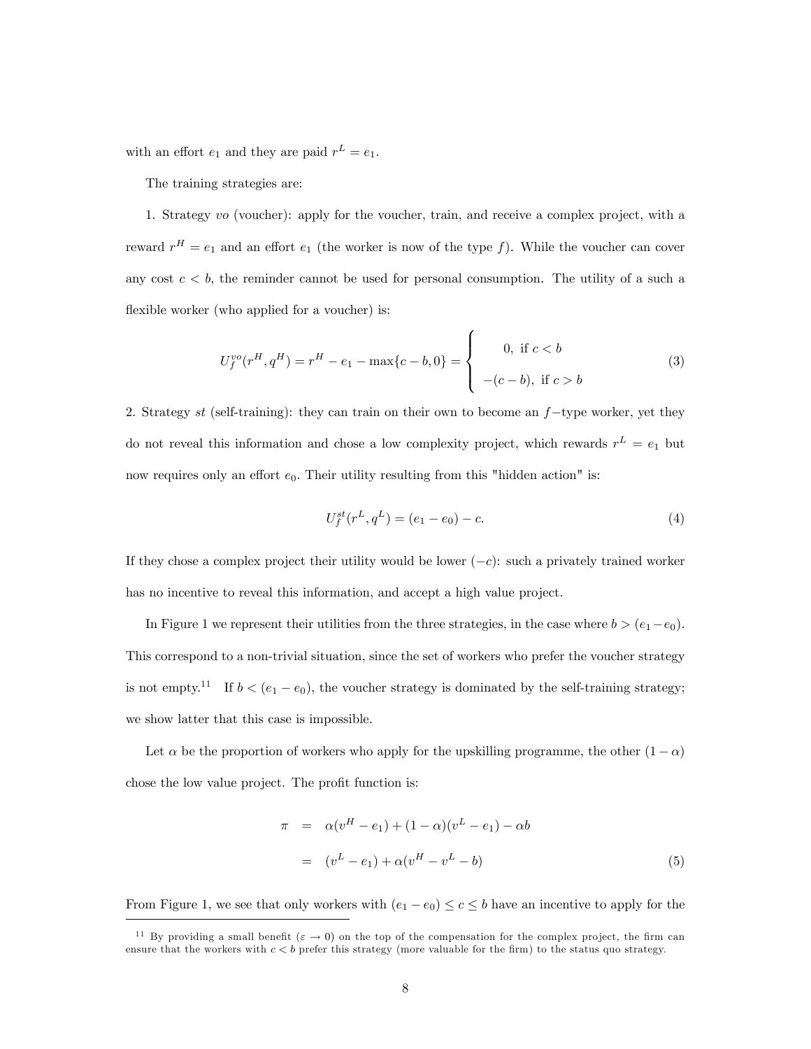with an effort $e_1$ and they are paid $r^L = e_1$.

The training strategies are:

1. Strategy *vo* (voucher): apply for the voucher, train, and receive a complex project, with a reward $r^H = e_1$ and an effort $e_1$ (the worker is now of the type $f$). While the voucher can cover any cost $c < b$, the reminder cannot be used for personal consumption. The utility of a such a flexible worker (who applied for a voucher) is:

$$U_f^{vo}(r^H, q^H) = r^H - e_1 - \max\{c - b, 0\} = \begin{cases} 0, \text{ if } c < b \\ -(c - b), \text{ if } c > b \end{cases} \tag{3}$$

2. Strategy *st* (self-training): they can train on their own to become an $f-$type worker, yet they do not reveal this information and chose a low complexity project, which rewards $r^L = e_1$ but now requires only an effort $e_0$. Their utility resulting from this "hidden action" is:

$$U_f^{st}(r^L, q^L) = (e_1 - e_0) - c. \tag{4}$$

If they chose a complex project their utility would be lower ($-c$): such a privately trained worker has no incentive to reveal this information, and accept a high value project.

In Figure 1 we represent their utilities from the three strategies, in the case where $b > (e_1 - e_0)$. This correspond to a non-trivial situation, since the set of workers who prefer the voucher strategy is not empty.[11] If $b < (e_1 - e_0)$, the voucher strategy is dominated by the self-training strategy; we show latter that this case is impossible.

Let $\alpha$ be the proportion of workers who apply for the upskilling programme, the other $(1 - \alpha)$ chose the low value project. The profit function is:

$$\begin{aligned} \pi &= \alpha(v^H - e_1) + (1 - \alpha)(v^L - e_1) - \alpha b \\ &= (v^L - e_1) + \alpha(v^H - v^L - b) \end{aligned} \tag{5}$$

From Figure 1, we see that only workers with $(e_1 - e_0) \leq c \leq b$ have an incentive to apply for the

[11] By providing a small benefit ($\varepsilon \to 0$) on the top of the compensation for the complex project, the firm can ensure that the workers with $c < b$ prefer this strategy (more valuable for the firm) to the status quo strategy.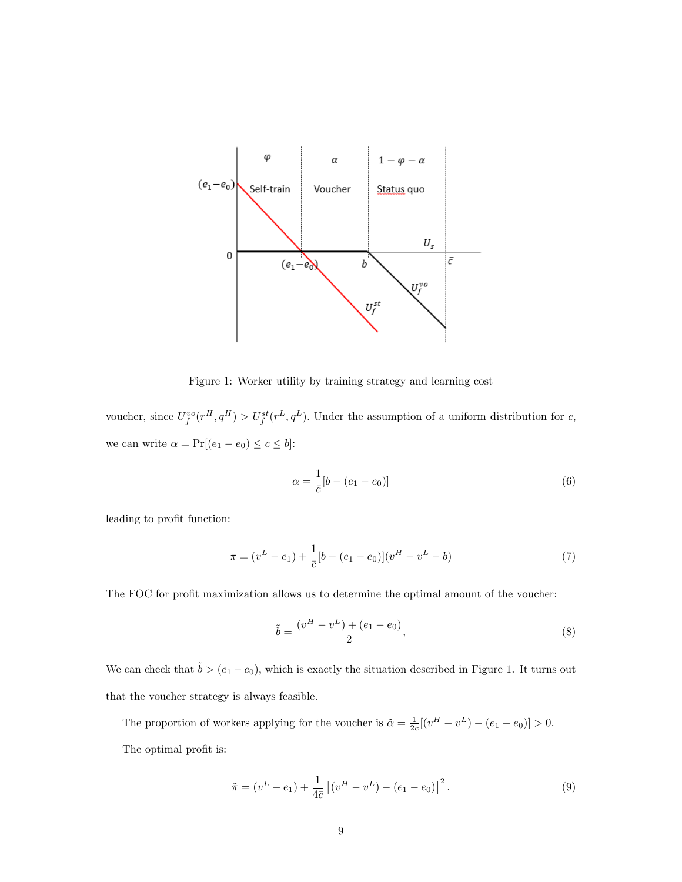Figure 1: Worker utility by training strategy and learning cost

voucher, since $U_f^{vo}(r^H, q^H) > U_f^{st}(r^L, q^L)$. Under the assumption of a uniform distribution for $c$, we can write $\alpha = \Pr[(e_1 - e_0) \leq c \leq b]$:

$$\alpha = \frac{1}{\bar{c}}[b - (e_1 - e_0)] \tag{6}$$

leading to profit function:

$$\pi = (v^L - e_1) + \frac{1}{\bar{c}}[b - (e_1 - e_0)](v^H - v^L - b) \tag{7}$$

The FOC for profit maximization allows us to determine the optimal amount of the voucher:

$$\tilde{b} = \frac{(v^H - v^L) + (e_1 - e_0)}{2}, \tag{8}$$

We can check that $\tilde{b} > (e_1 - e_0)$, which is exactly the situation described in Figure 1. It turns out that the voucher strategy is always feasible.

The proportion of workers applying for the voucher is $\tilde{\alpha} = \frac{1}{2\bar{c}}[(v^H - v^L) - (e_1 - e_0)] > 0$.

The optimal profit is:

$$\tilde{\pi} = (v^L - e_1) + \frac{1}{4\bar{c}}\left[(v^H - v^L) - (e_1 - e_0)\right]^2. \tag{9}$$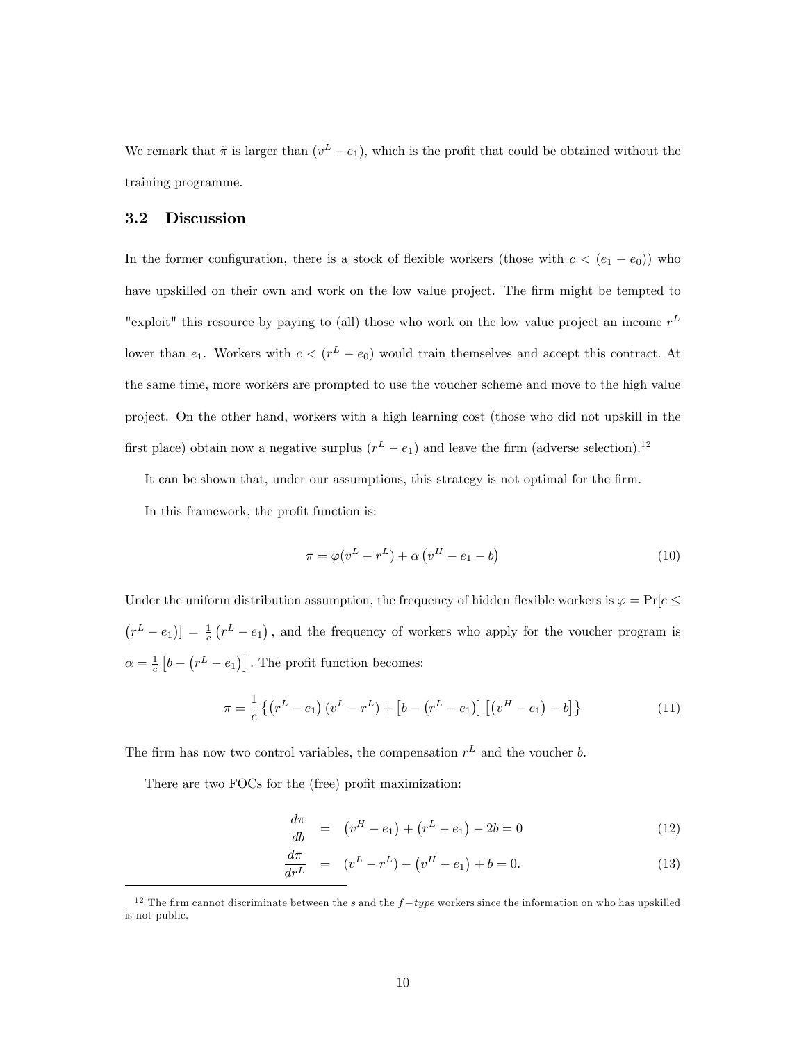We remark that $\tilde{\pi}$ is larger than $(v^L - e_1)$, which is the profit that could be obtained without the training programme.

## 3.2 Discussion

In the former configuration, there is a stock of flexible workers (those with $c < (e_1 - e_0)$) who have upskilled on their own and work on the low value project. The firm might be tempted to "exploit" this resource by paying to (all) those who work on the low value project an income $r^L$ lower than $e_1$. Workers with $c < (r^L - e_0)$ would train themselves and accept this contract. At the same time, more workers are prompted to use the voucher scheme and move to the high value project. On the other hand, workers with a high learning cost (those who did not upskill in the first place) obtain now a negative surplus $(r^L - e_1)$ and leave the firm (adverse selection).[12]

It can be shown that, under our assumptions, this strategy is not optimal for the firm.

In this framework, the profit function is:

$$\pi = \varphi(v^L - r^L) + \alpha \left(v^H - e_1 - b\right) \tag{10}$$

Under the uniform distribution assumption, the frequency of hidden flexible workers is $\varphi = \Pr[c \leq \left(r^L - e_1\right)] = \frac{1}{c}\left(r^L - e_1\right)$, and the frequency of workers who apply for the voucher program is $\alpha = \frac{1}{c}\left[b - \left(r^L - e_1\right)\right]$. The profit function becomes:

$$\pi = \frac{1}{c}\left\{\left(r^L - e_1\right)\left(v^L - r^L\right) + \left[b - \left(r^L - e_1\right)\right]\left[\left(v^H - e_1\right) - b\right]\right\} \tag{11}$$

The firm has now two control variables, the compensation $r^L$ and the voucher $b$.

There are two FOCs for the (free) profit maximization:

$$\frac{d\pi}{db} = \left(v^H - e_1\right) + \left(r^L - e_1\right) - 2b = 0 \tag{12}$$

$$\frac{d\pi}{dr^L} = (v^L - r^L) - \left(v^H - e_1\right) + b = 0. \tag{13}$$

[12] The firm cannot discriminate between the $s$ and the $f-type$ workers since the information on who has upskilled is not public.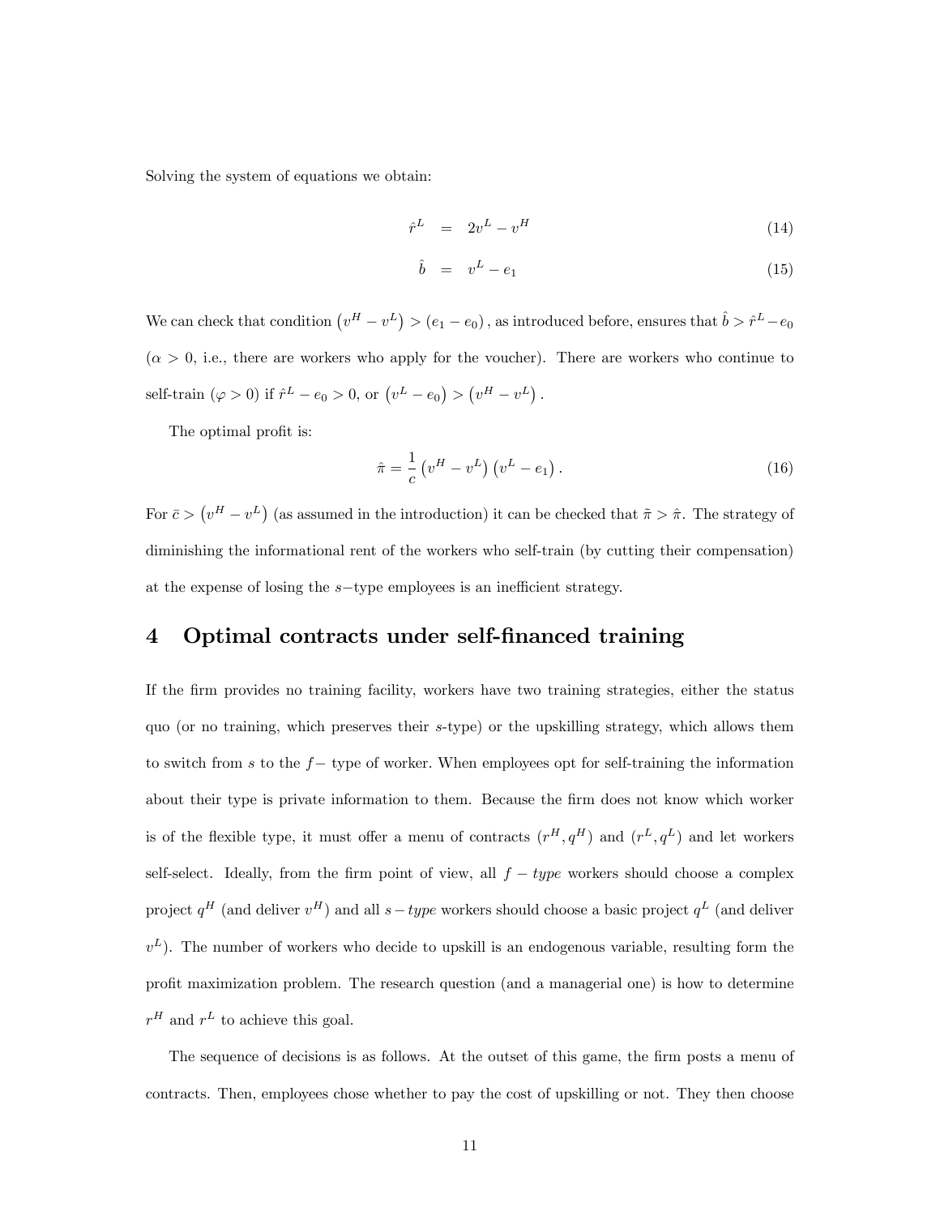Solving the system of equations we obtain:

$$\hat{r}^L = 2v^L - v^H \tag{14}$$

$$\hat{b} = v^L - e_1 \tag{15}$$

We can check that condition $\left(v^H - v^L\right) > (e_1 - e_0)$, as introduced before, ensures that $\hat{b} > \hat{r}^L - e_0$ ($\alpha > 0$, i.e., there are workers who apply for the voucher). There are workers who continue to self-train ($\varphi > 0$) if $\hat{r}^L - e_0 > 0$, or $\left(v^L - e_0\right) > \left(v^H - v^L\right)$.

The optimal profit is:

$$\hat{\pi} = \frac{1}{c}\left(v^H - v^L\right)\left(v^L - e_1\right). \tag{16}$$

For $\bar{c} > \left(v^H - v^L\right)$ (as assumed in the introduction) it can be checked that $\tilde{\pi} > \hat{\pi}$. The strategy of diminishing the informational rent of the workers who self-train (by cutting their compensation) at the expense of losing the $s-$type employees is an inefficient strategy.

# 4 Optimal contracts under self-financed training

If the firm provides no training facility, workers have two training strategies, either the status quo (or no training, which preserves their $s$-type) or the upskilling strategy, which allows them to switch from $s$ to the $f-$ type of worker. When employees opt for self-training the information about their type is private information to them. Because the firm does not know which worker is of the flexible type, it must offer a menu of contracts $(r^H, q^H)$ and $(r^L, q^L)$ and let workers self-select. Ideally, from the firm point of view, all $f - type$ workers should choose a complex project $q^H$ (and deliver $v^H$) and all $s - type$ workers should choose a basic project $q^L$ (and deliver $v^L$). The number of workers who decide to upskill is an endogenous variable, resulting form the profit maximization problem. The research question (and a managerial one) is how to determine $r^H$ and $r^L$ to achieve this goal.

The sequence of decisions is as follows. At the outset of this game, the firm posts a menu of contracts. Then, employees chose whether to pay the cost of upskilling or not. They then choose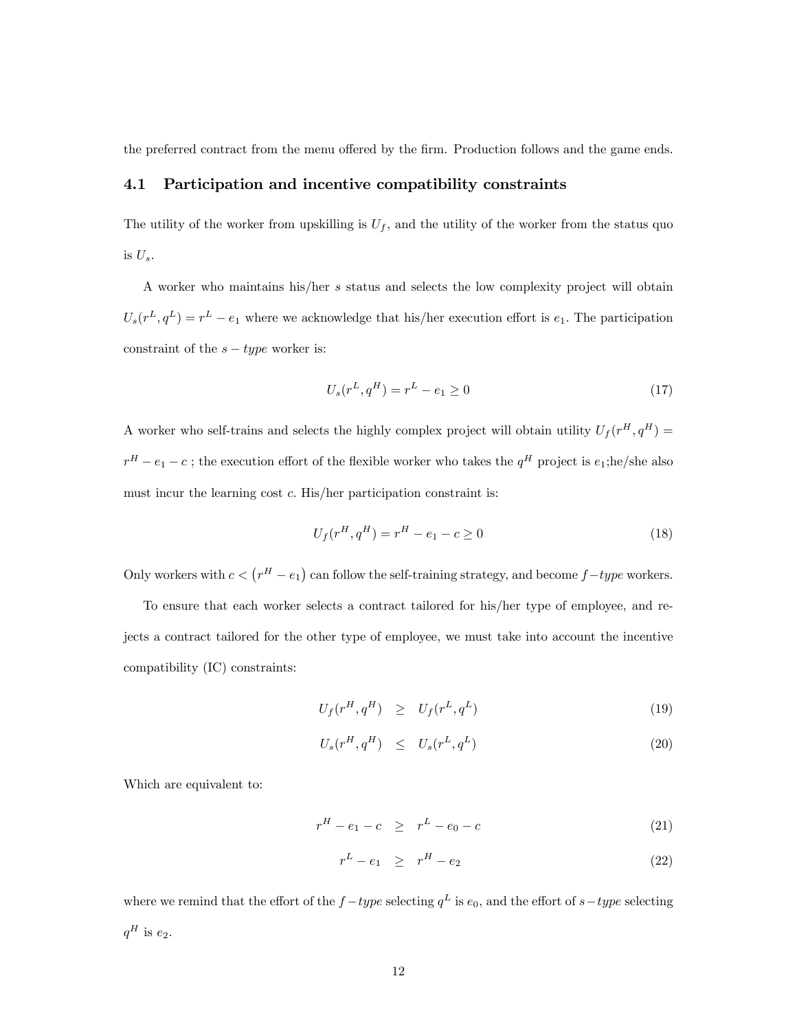the preferred contract from the menu offered by the firm. Production follows and the game ends.

## 4.1 Participation and incentive compatibility constraints

The utility of the worker from upskilling is $U_f$, and the utility of the worker from the status quo is $U_s$.

A worker who maintains his/her $s$ status and selects the low complexity project will obtain $U_s(r^L, q^L) = r^L - e_1$ where we acknowledge that his/her execution effort is $e_1$. The participation constraint of the $s-type$ worker is:

$$U_s(r^L, q^H) = r^L - e_1 \geq 0 \tag{17}$$

A worker who self-trains and selects the highly complex project will obtain utility $U_f(r^H, q^H) = r^H - e_1 - c$ ; the execution effort of the flexible worker who takes the $q^H$ project is $e_1$;he/she also must incur the learning cost $c$. His/her participation constraint is:

$$U_f(r^H, q^H) = r^H - e_1 - c \geq 0 \tag{18}$$

Only workers with $c < \left(r^H - e_1\right)$ can follow the self-training strategy, and become $f-type$ workers.

To ensure that each worker selects a contract tailored for his/her type of employee, and rejects a contract tailored for the other type of employee, we must take into account the incentive compatibility (IC) constraints:

$$U_f(r^H, q^H) \geq U_f(r^L, q^L) \tag{19}$$

$$U_s(r^H, q^H) \leq U_s(r^L, q^L) \tag{20}$$

Which are equivalent to:

$$r^H - e_1 - c \geq r^L - e_0 - c \tag{21}$$

$$r^L - e_1 \geq r^H - e_2 \tag{22}$$

where we remind that the effort of the $f-type$ selecting $q^L$ is $e_0$, and the effort of $s-type$ selecting $q^H$ is $e_2$.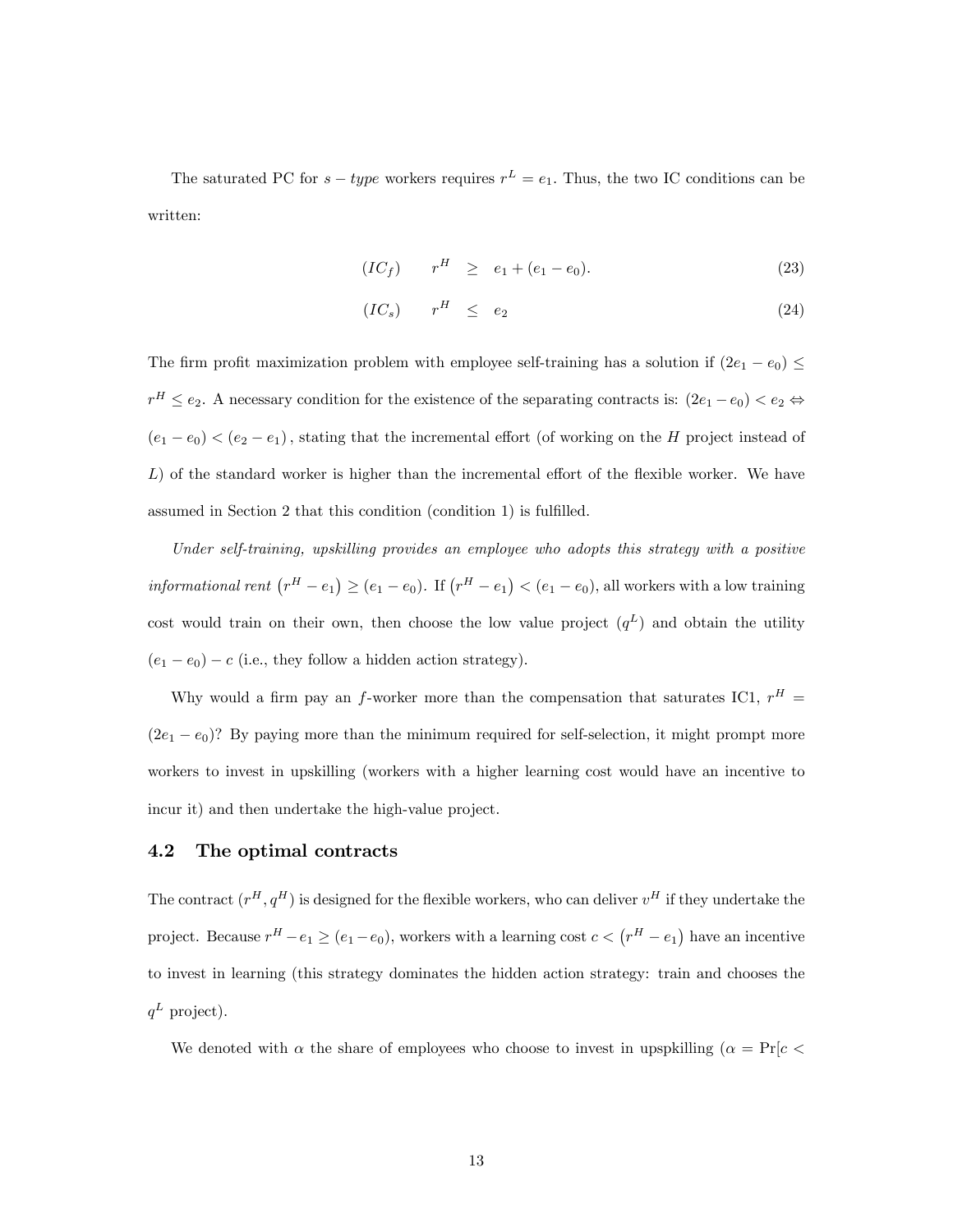The saturated PC for $s-type$ workers requires $r^L = e_1$. Thus, the two IC conditions can be written:

$$(IC_f) \qquad r^H \geq e_1 + (e_1 - e_0). \tag{23}$$

$$(IC_s) \qquad r^H \leq e_2 \tag{24}$$

The firm profit maximization problem with employee self-training has a solution if $(2e_1 - e_0) \leq r^H \leq e_2$. A necessary condition for the existence of the separating contracts is: $(2e_1 - e_0) < e_2 \Leftrightarrow (e_1 - e_0) < (e_2 - e_1)$, stating that the incremental effort (of working on the $H$ project instead of $L$) of the standard worker is higher than the incremental effort of the flexible worker. We have assumed in Section 2 that this condition (condition 1) is fulfilled.

*Under self-training, upskilling provides an employee who adopts this strategy with a positive informational rent* $\left(r^H - e_1\right) \geq (e_1 - e_0)$. If $\left(r^H - e_1\right) < (e_1 - e_0)$, all workers with a low training cost would train on their own, then choose the low value project ($q^L$) and obtain the utility $(e_1 - e_0) - c$ (i.e., they follow a hidden action strategy).

Why would a firm pay an $f$-worker more than the compensation that saturates IC1, $r^H = (2e_1 - e_0)$? By paying more than the minimum required for self-selection, it might prompt more workers to invest in upskilling (workers with a higher learning cost would have an incentive to incur it) and then undertake the high-value project.

## 4.2 The optimal contracts

The contract $(r^H, q^H)$ is designed for the flexible workers, who can deliver $v^H$ if they undertake the project. Because $r^H - e_1 \geq (e_1 - e_0)$, workers with a learning cost $c < \left(r^H - e_1\right)$ have an incentive to invest in learning (this strategy dominates the hidden action strategy: train and chooses the $q^L$ project).

We denoted with $\alpha$ the share of employees who choose to invest in upspkilling ($\alpha = \Pr[c <$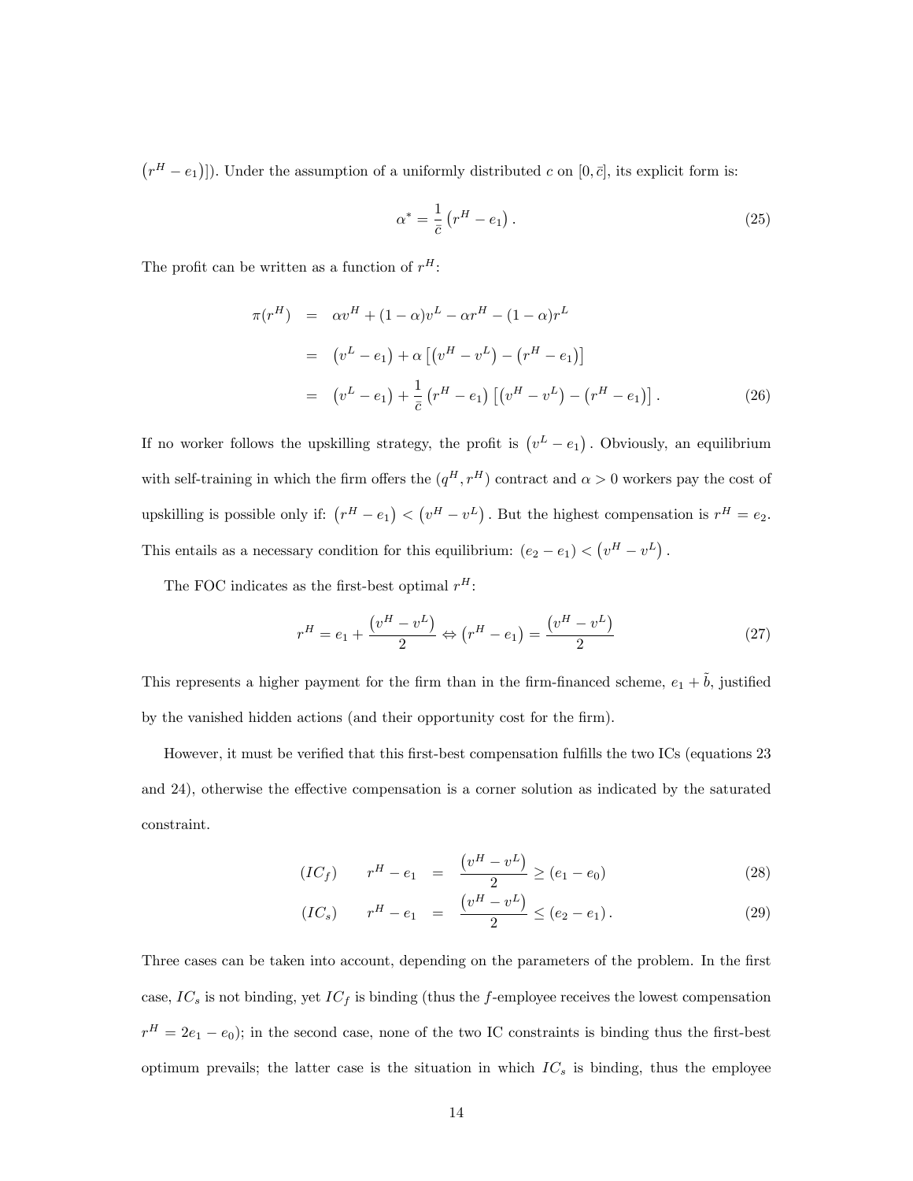$\left(r^H - e_1\right)]$). Under the assumption of a uniformly distributed $c$ on $[0, \bar{c}]$, its explicit form is:

$$\alpha^* = \frac{1}{\bar{c}}\left(r^H - e_1\right). \tag{25}$$

The profit can be written as a function of $r^H$:

$$\begin{aligned}
\pi(r^H) &= \alpha v^H + (1-\alpha)v^L - \alpha r^H - (1-\alpha)r^L \\
&= \left(v^L - e_1\right) + \alpha\left[\left(v^H - v^L\right) - \left(r^H - e_1\right)\right] \\
&= \left(v^L - e_1\right) + \frac{1}{\bar{c}}\left(r^H - e_1\right)\left[\left(v^H - v^L\right) - \left(r^H - e_1\right)\right].
\end{aligned} \tag{26}$$

If no worker follows the upskilling strategy, the profit is $\left(v^L - e_1\right)$. Obviously, an equilibrium with self-training in which the firm offers the $(q^H, r^H)$ contract and $\alpha > 0$ workers pay the cost of upskilling is possible only if: $\left(r^H - e_1\right) < \left(v^H - v^L\right)$. But the highest compensation is $r^H = e_2$. This entails as a necessary condition for this equilibrium: $(e_2 - e_1) < \left(v^H - v^L\right)$.

The FOC indicates as the first-best optimal $r^H$:

$$r^H = e_1 + \frac{\left(v^H - v^L\right)}{2} \Leftrightarrow \left(r^H - e_1\right) = \frac{\left(v^H - v^L\right)}{2} \tag{27}$$

This represents a higher payment for the firm than in the firm-financed scheme, $e_1 + \tilde{b}$, justified by the vanished hidden actions (and their opportunity cost for the firm).

However, it must be verified that this first-best compensation fulfills the two ICs (equations 23 and 24), otherwise the effective compensation is a corner solution as indicated by the saturated constraint.

$$(IC_f) \qquad r^H - e_1 = \frac{\left(v^H - v^L\right)}{2} \geq (e_1 - e_0) \tag{28}$$

$$(IC_s) \qquad r^H - e_1 = \frac{\left(v^H - v^L\right)}{2} \leq (e_2 - e_1). \tag{29}$$

Three cases can be taken into account, depending on the parameters of the problem. In the first case, $IC_s$ is not binding, yet $IC_f$ is binding (thus the $f$-employee receives the lowest compensation $r^H = 2e_1 - e_0$); in the second case, none of the two IC constraints is binding thus the first-best optimum prevails; the latter case is the situation in which $IC_s$ is binding, thus the employee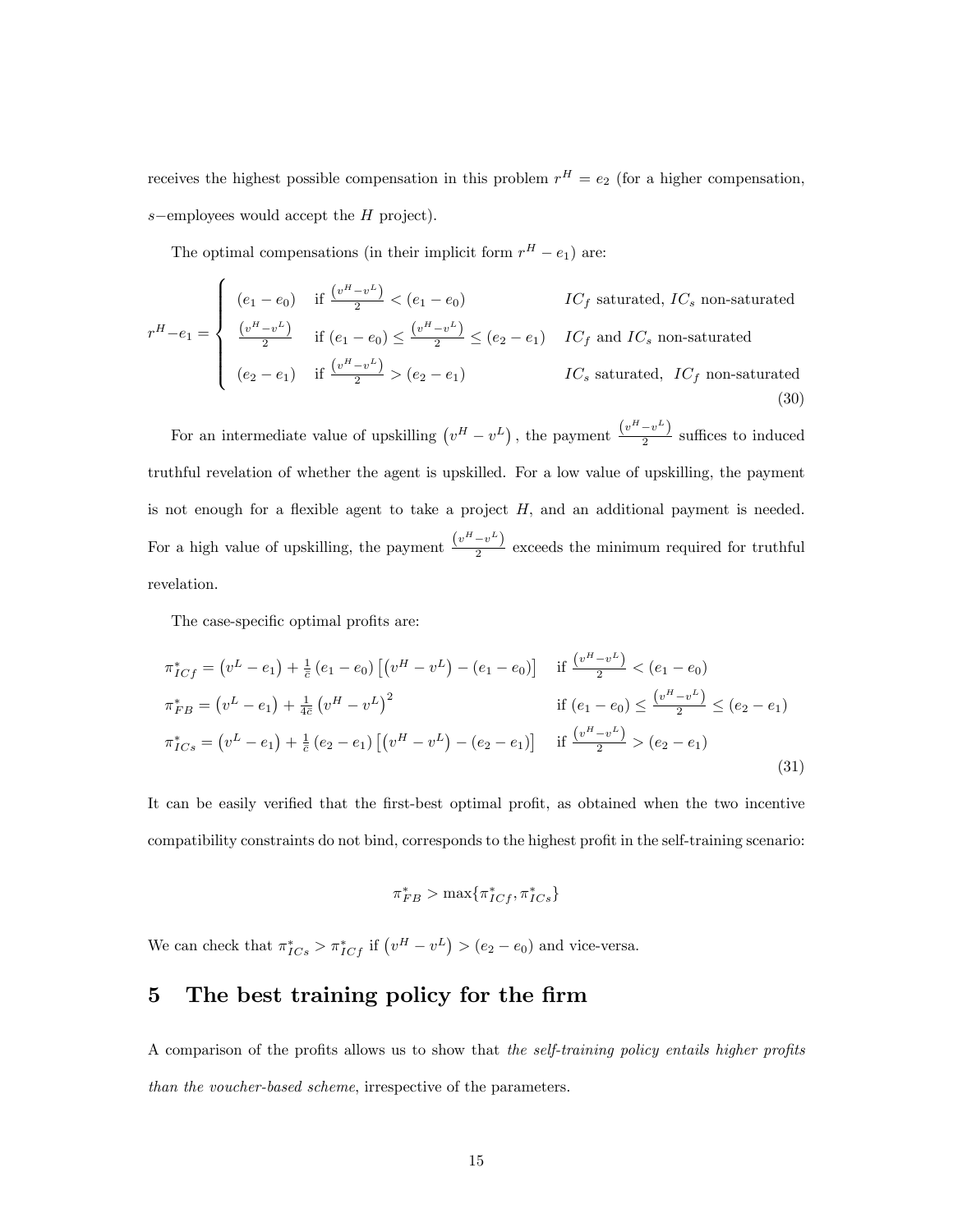receives the highest possible compensation in this problem $r^H = e_2$ (for a higher compensation, $s-$employees would accept the $H$ project).

The optimal compensations (in their implicit form $r^H - e_1$) are:

$$
r^H - e_1 = \begin{cases} (e_1 - e_0) & \text{if } \frac{(v^H - v^L)}{2} < (e_1 - e_0) & IC_f \text{ saturated, } IC_s \text{ non-saturated} \\ \frac{(v^H - v^L)}{2} & \text{if } (e_1 - e_0) \leq \frac{(v^H - v^L)}{2} \leq (e_2 - e_1) & IC_f \text{ and } IC_s \text{ non-saturated} \\ (e_2 - e_1) & \text{if } \frac{(v^H - v^L)}{2} > (e_2 - e_1) & IC_s \text{ saturated, } IC_f \text{ non-saturated} \end{cases} \tag{30}
$$

For an intermediate value of upskilling $\left(v^H - v^L\right)$, the payment $\frac{(v^H - v^L)}{2}$ suffices to induced truthful revelation of whether the agent is upskilled. For a low value of upskilling, the payment is not enough for a flexible agent to take a project $H$, and an additional payment is needed. For a high value of upskilling, the payment $\frac{(v^H - v^L)}{2}$ exceeds the minimum required for truthful revelation.

The case-specific optimal profits are:

$$
\begin{aligned}
\pi^*_{ICf} &= \left(v^L - e_1\right) + \tfrac{1}{\bar{c}}\left(e_1 - e_0\right)\left[\left(v^H - v^L\right) - \left(e_1 - e_0\right)\right] && \text{if } \frac{(v^H - v^L)}{2} < (e_1 - e_0) \\
\pi^*_{FB} &= \left(v^L - e_1\right) + \tfrac{1}{4\bar{c}}\left(v^H - v^L\right)^2 && \text{if } (e_1 - e_0) \leq \frac{(v^H - v^L)}{2} \leq (e_2 - e_1) \\
\pi^*_{ICs} &= \left(v^L - e_1\right) + \tfrac{1}{\bar{c}}\left(e_2 - e_1\right)\left[\left(v^H - v^L\right) - \left(e_2 - e_1\right)\right] && \text{if } \frac{(v^H - v^L)}{2} > (e_2 - e_1)
\end{aligned} \tag{31}
$$

It can be easily verified that the first-best optimal profit, as obtained when the two incentive compatibility constraints do not bind, corresponds to the highest profit in the self-training scenario:

$$
\pi^*_{FB} > \max\{\pi^*_{ICf}, \pi^*_{ICs}\}
$$

We can check that $\pi^*_{ICs} > \pi^*_{ICf}$ if $\left(v^H - v^L\right) > (e_2 - e_0)$ and vice-versa.

## 5 The best training policy for the firm

A comparison of the profits allows us to show that *the self-training policy entails higher profits than the voucher-based scheme*, irrespective of the parameters.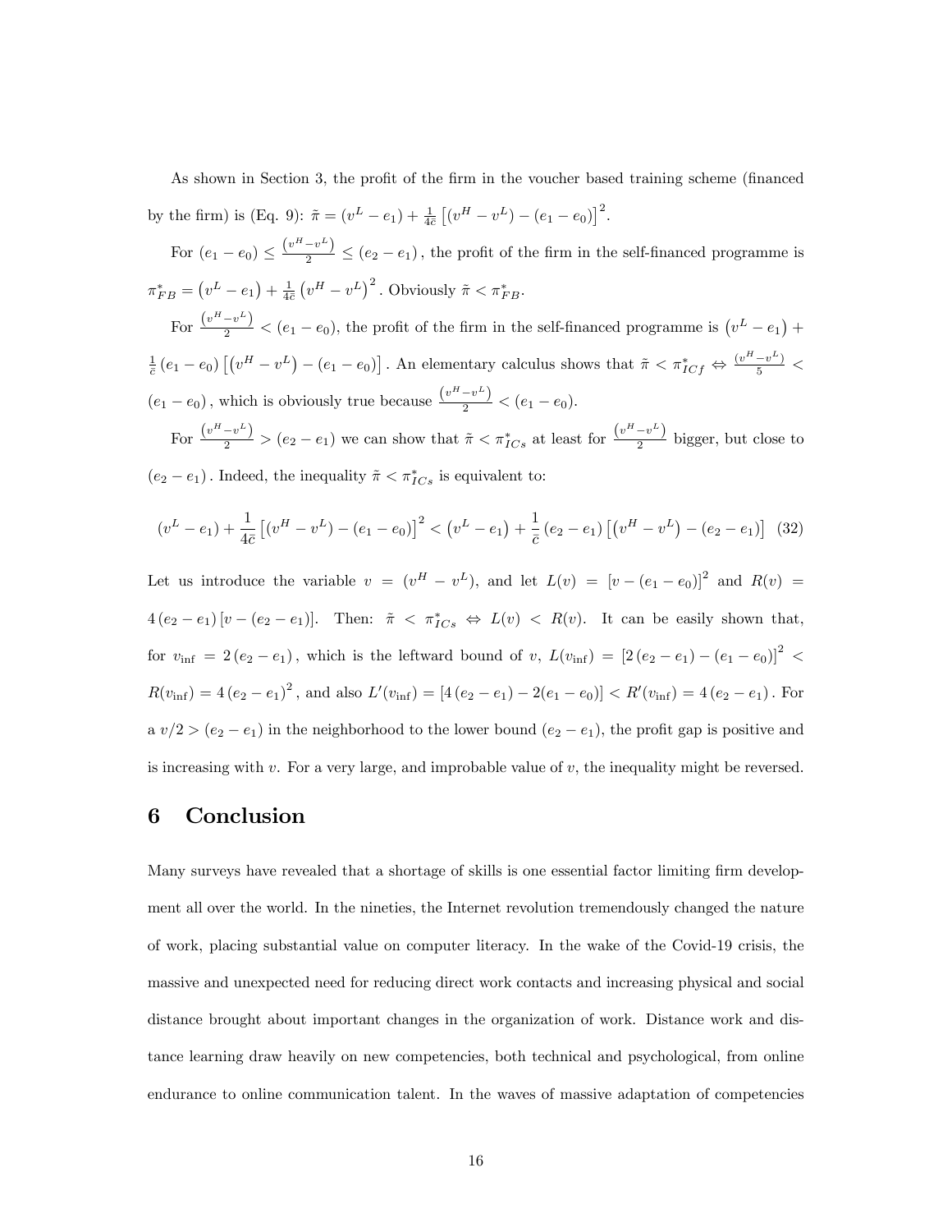As shown in Section 3, the profit of the firm in the voucher based training scheme (financed by the firm) is (Eq. 9): $\tilde{\pi} = (v^L - e_1) + \frac{1}{4\bar{c}}\left[(v^H - v^L) - (e_1 - e_0)\right]^2$.

For $(e_1 - e_0) \leq \frac{(v^H - v^L)}{2} \leq (e_2 - e_1)$, the profit of the firm in the self-financed programme is $\pi^*_{FB} = \left(v^L - e_1\right) + \frac{1}{4\bar{c}}\left(v^H - v^L\right)^2$. Obviously $\tilde{\pi} < \pi^*_{FB}$.

For $\frac{(v^H - v^L)}{2} < (e_1 - e_0)$, the profit of the firm in the self-financed programme is $\left(v^L - e_1\right) + \frac{1}{\bar{c}}(e_1 - e_0)\left[\left(v^H - v^L\right) - (e_1 - e_0)\right]$. An elementary calculus shows that $\tilde{\pi} < \pi^*_{ICf} \Leftrightarrow \frac{(v^H - v^L)}{5} < (e_1 - e_0)$, which is obviously true because $\frac{(v^H - v^L)}{2} < (e_1 - e_0)$.

For $\frac{(v^H - v^L)}{2} > (e_2 - e_1)$ we can show that $\tilde{\pi} < \pi^*_{ICs}$ at least for $\frac{(v^H - v^L)}{2}$ bigger, but close to $(e_2 - e_1)$. Indeed, the inequality $\tilde{\pi} < \pi^*_{ICs}$ is equivalent to:

$$(v^L - e_1) + \frac{1}{4\bar{c}}\left[(v^H - v^L) - (e_1 - e_0)\right]^2 < \left(v^L - e_1\right) + \frac{1}{\bar{c}}(e_2 - e_1)\left[\left(v^H - v^L\right) - (e_2 - e_1)\right] \quad (32)$$

Let us introduce the variable $v = (v^H - v^L)$, and let $L(v) = \left[v - (e_1 - e_0)\right]^2$ and $R(v) = 4(e_2 - e_1)\left[v - (e_2 - e_1)\right]$. Then: $\tilde{\pi} < \pi^*_{ICs} \Leftrightarrow L(v) < R(v)$. It can be easily shown that, for $v_{\inf} = 2(e_2 - e_1)$, which is the leftward bound of $v$, $L(v_{\inf}) = \left[2(e_2 - e_1) - (e_1 - e_0)\right]^2 < R(v_{\inf}) = 4(e_2 - e_1)^2$, and also $L'(v_{\inf}) = \left[4(e_2 - e_1) - 2(e_1 - e_0)\right] < R'(v_{\inf}) = 4(e_2 - e_1)$. For a $v/2 > (e_2 - e_1)$ in the neighborhood to the lower bound $(e_2 - e_1)$, the profit gap is positive and is increasing with $v$. For a very large, and improbable value of $v$, the inequality might be reversed.

# 6 Conclusion

Many surveys have revealed that a shortage of skills is one essential factor limiting firm development all over the world. In the nineties, the Internet revolution tremendously changed the nature of work, placing substantial value on computer literacy. In the wake of the Covid-19 crisis, the massive and unexpected need for reducing direct work contacts and increasing physical and social distance brought about important changes in the organization of work. Distance work and distance learning draw heavily on new competencies, both technical and psychological, from online endurance to online communication talent. In the waves of massive adaptation of competencies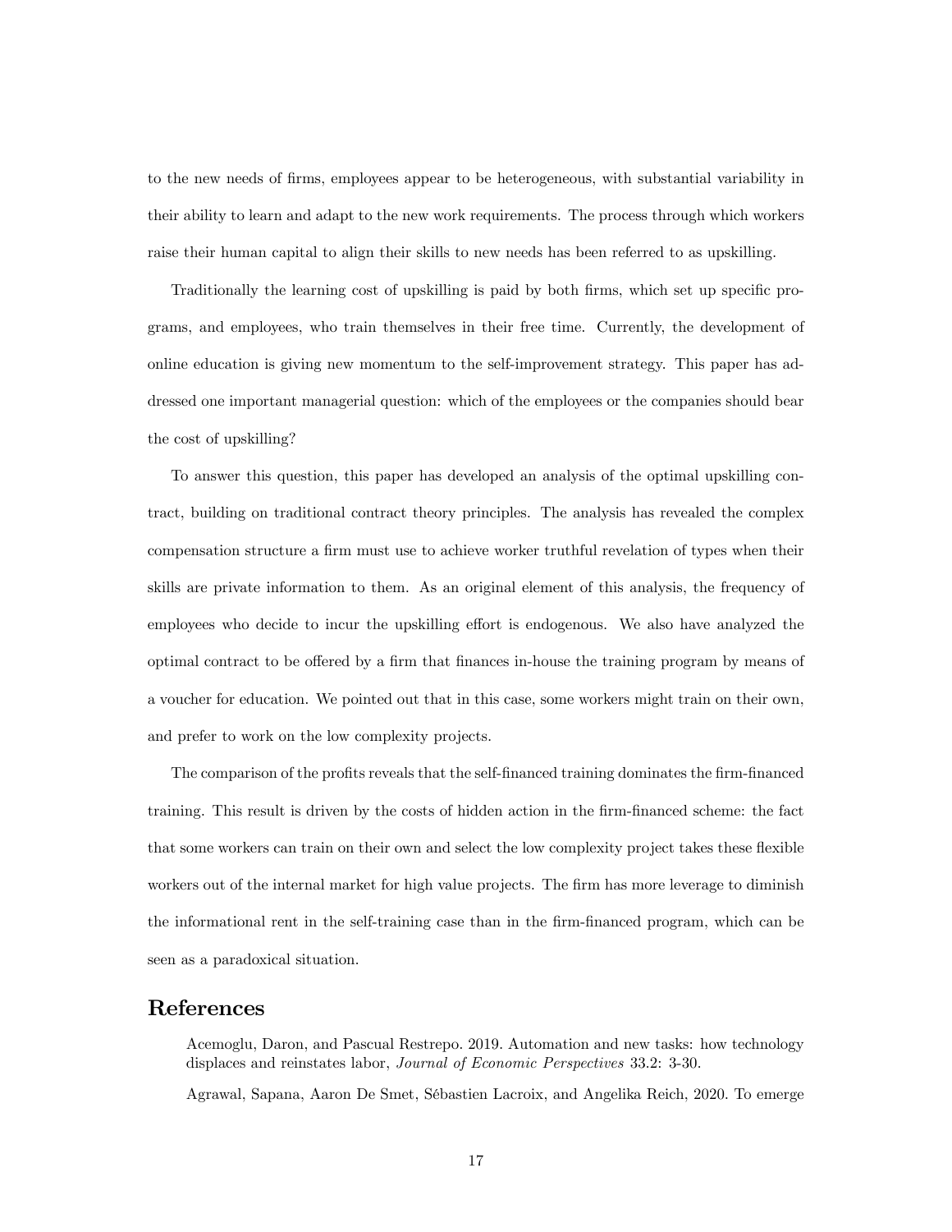to the new needs of firms, employees appear to be heterogeneous, with substantial variability in their ability to learn and adapt to the new work requirements. The process through which workers raise their human capital to align their skills to new needs has been referred to as upskilling.

Traditionally the learning cost of upskilling is paid by both firms, which set up specific programs, and employees, who train themselves in their free time. Currently, the development of online education is giving new momentum to the self-improvement strategy. This paper has addressed one important managerial question: which of the employees or the companies should bear the cost of upskilling?

To answer this question, this paper has developed an analysis of the optimal upskilling contract, building on traditional contract theory principles. The analysis has revealed the complex compensation structure a firm must use to achieve worker truthful revelation of types when their skills are private information to them. As an original element of this analysis, the frequency of employees who decide to incur the upskilling effort is endogenous. We also have analyzed the optimal contract to be offered by a firm that finances in-house the training program by means of a voucher for education. We pointed out that in this case, some workers might train on their own, and prefer to work on the low complexity projects.

The comparison of the profits reveals that the self-financed training dominates the firm-financed training. This result is driven by the costs of hidden action in the firm-financed scheme: the fact that some workers can train on their own and select the low complexity project takes these flexible workers out of the internal market for high value projects. The firm has more leverage to diminish the informational rent in the self-training case than in the firm-financed program, which can be seen as a paradoxical situation.

## References

Acemoglu, Daron, and Pascual Restrepo. 2019. Automation and new tasks: how technology displaces and reinstates labor, *Journal of Economic Perspectives* 33.2: 3-30.

Agrawal, Sapana, Aaron De Smet, Sébastien Lacroix, and Angelika Reich, 2020. To emerge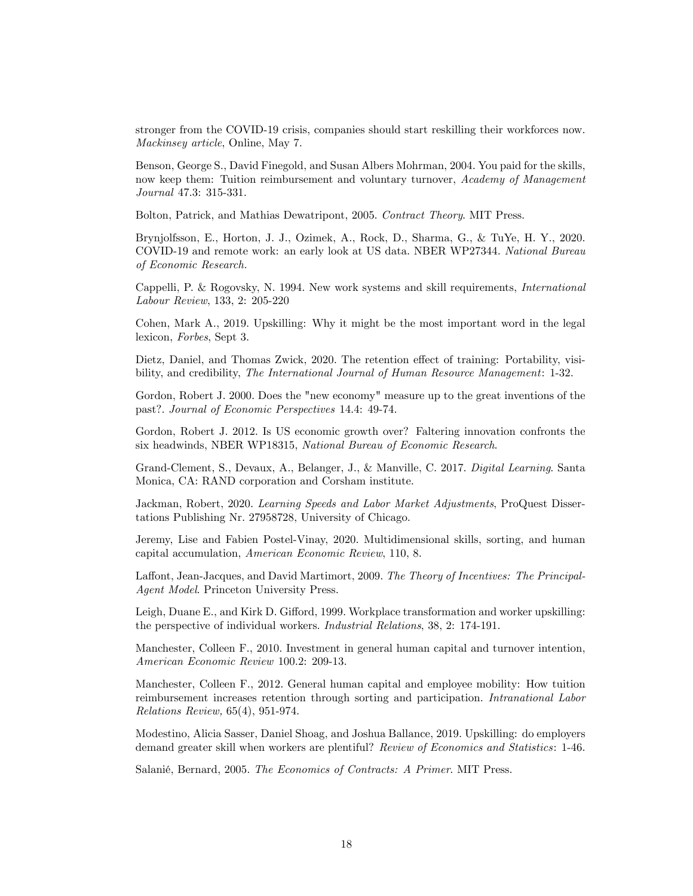stronger from the COVID-19 crisis, companies should start reskilling their workforces now. *Mackinsey article*, Online, May 7.

Benson, George S., David Finegold, and Susan Albers Mohrman, 2004. You paid for the skills, now keep them: Tuition reimbursement and voluntary turnover, *Academy of Management Journal* 47.3: 315-331.

Bolton, Patrick, and Mathias Dewatripont, 2005. *Contract Theory*. MIT Press.

Brynjolfsson, E., Horton, J. J., Ozimek, A., Rock, D., Sharma, G., & TuYe, H. Y., 2020. COVID-19 and remote work: an early look at US data. NBER WP27344. *National Bureau of Economic Research.*

Cappelli, P. & Rogovsky, N. 1994. New work systems and skill requirements, *International Labour Review*, 133, 2: 205-220

Cohen, Mark A., 2019. Upskilling: Why it might be the most important word in the legal lexicon, *Forbes*, Sept 3.

Dietz, Daniel, and Thomas Zwick, 2020. The retention effect of training: Portability, visibility, and credibility, *The International Journal of Human Resource Management*: 1-32.

Gordon, Robert J. 2000. Does the "new economy" measure up to the great inventions of the past?. *Journal of Economic Perspectives* 14.4: 49-74.

Gordon, Robert J. 2012. Is US economic growth over? Faltering innovation confronts the six headwinds, NBER WP18315, *National Bureau of Economic Research*.

Grand-Clement, S., Devaux, A., Belanger, J., & Manville, C. 2017. *Digital Learning*. Santa Monica, CA: RAND corporation and Corsham institute.

Jackman, Robert, 2020. *Learning Speeds and Labor Market Adjustments*, ProQuest Dissertations Publishing Nr. 27958728, University of Chicago.

Jeremy, Lise and Fabien Postel-Vinay, 2020. Multidimensional skills, sorting, and human capital accumulation, *American Economic Review*, 110, 8.

Laffont, Jean-Jacques, and David Martimort, 2009. *The Theory of Incentives: The Principal-Agent Model*. Princeton University Press.

Leigh, Duane E., and Kirk D. Gifford, 1999. Workplace transformation and worker upskilling: the perspective of individual workers. *Industrial Relations*, 38, 2: 174-191.

Manchester, Colleen F., 2010. Investment in general human capital and turnover intention, *American Economic Review* 100.2: 209-13.

Manchester, Colleen F., 2012. General human capital and employee mobility: How tuition reimbursement increases retention through sorting and participation. *Intranational Labor Relations Review,* 65(4), 951-974.

Modestino, Alicia Sasser, Daniel Shoag, and Joshua Ballance, 2019. Upskilling: do employers demand greater skill when workers are plentiful? *Review of Economics and Statistics*: 1-46.

Salanié, Bernard, 2005. *The Economics of Contracts: A Primer*. MIT Press.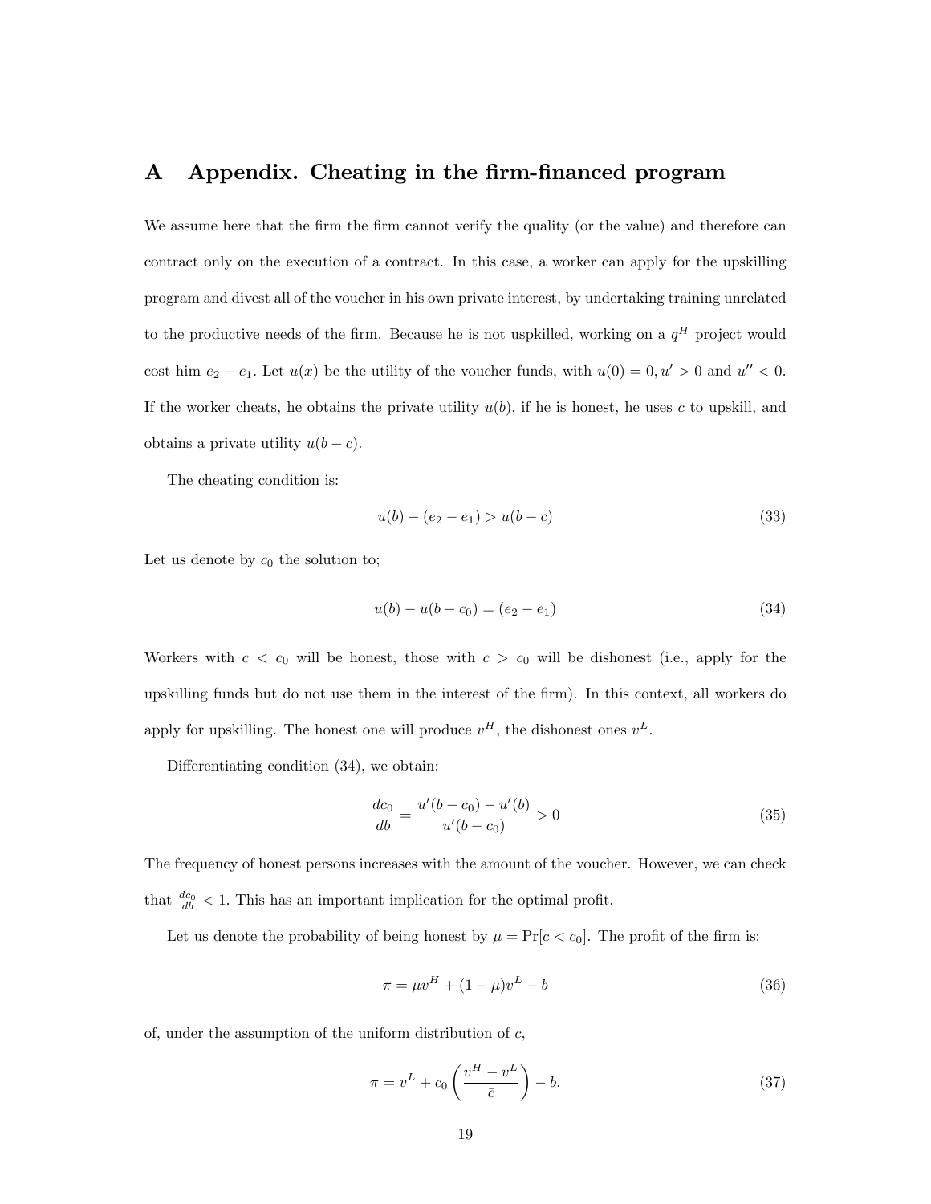# A Appendix. Cheating in the firm-financed program

We assume here that the firm the firm cannot verify the quality (or the value) and therefore can contract only on the execution of a contract. In this case, a worker can apply for the upskilling program and divest all of the voucher in his own private interest, by undertaking training unrelated to the productive needs of the firm. Because he is not uspkilled, working on a $q^H$ project would cost him $e_2 - e_1$. Let $u(x)$ be the utility of the voucher funds, with $u(0) = 0, u' > 0$ and $u'' < 0$. If the worker cheats, he obtains the private utility $u(b)$, if he is honest, he uses $c$ to upskill, and obtains a private utility $u(b - c)$.

The cheating condition is:

$$u(b) - (e_2 - e_1) > u(b - c) \tag{33}$$

Let us denote by $c_0$ the solution to;

$$u(b) - u(b - c_0) = (e_2 - e_1) \tag{34}$$

Workers with $c < c_0$ will be honest, those with $c > c_0$ will be dishonest (i.e., apply for the upskilling funds but do not use them in the interest of the firm). In this context, all workers do apply for upskilling. The honest one will produce $v^H$, the dishonest ones $v^L$.

Differentiating condition (34), we obtain:

$$\frac{dc_0}{db} = \frac{u'(b - c_0) - u'(b)}{u'(b - c_0)} > 0 \tag{35}$$

The frequency of honest persons increases with the amount of the voucher. However, we can check that $\frac{dc_0}{db} < 1$. This has an important implication for the optimal profit.

Let us denote the probability of being honest by $\mu = \Pr[c < c_0]$. The profit of the firm is:

$$\pi = \mu v^H + (1 - \mu) v^L - b \tag{36}$$

of, under the assumption of the uniform distribution of $c$,

$$\pi = v^L + c_0 \left( \frac{v^H - v^L}{\bar{c}} \right) - b. \tag{37}$$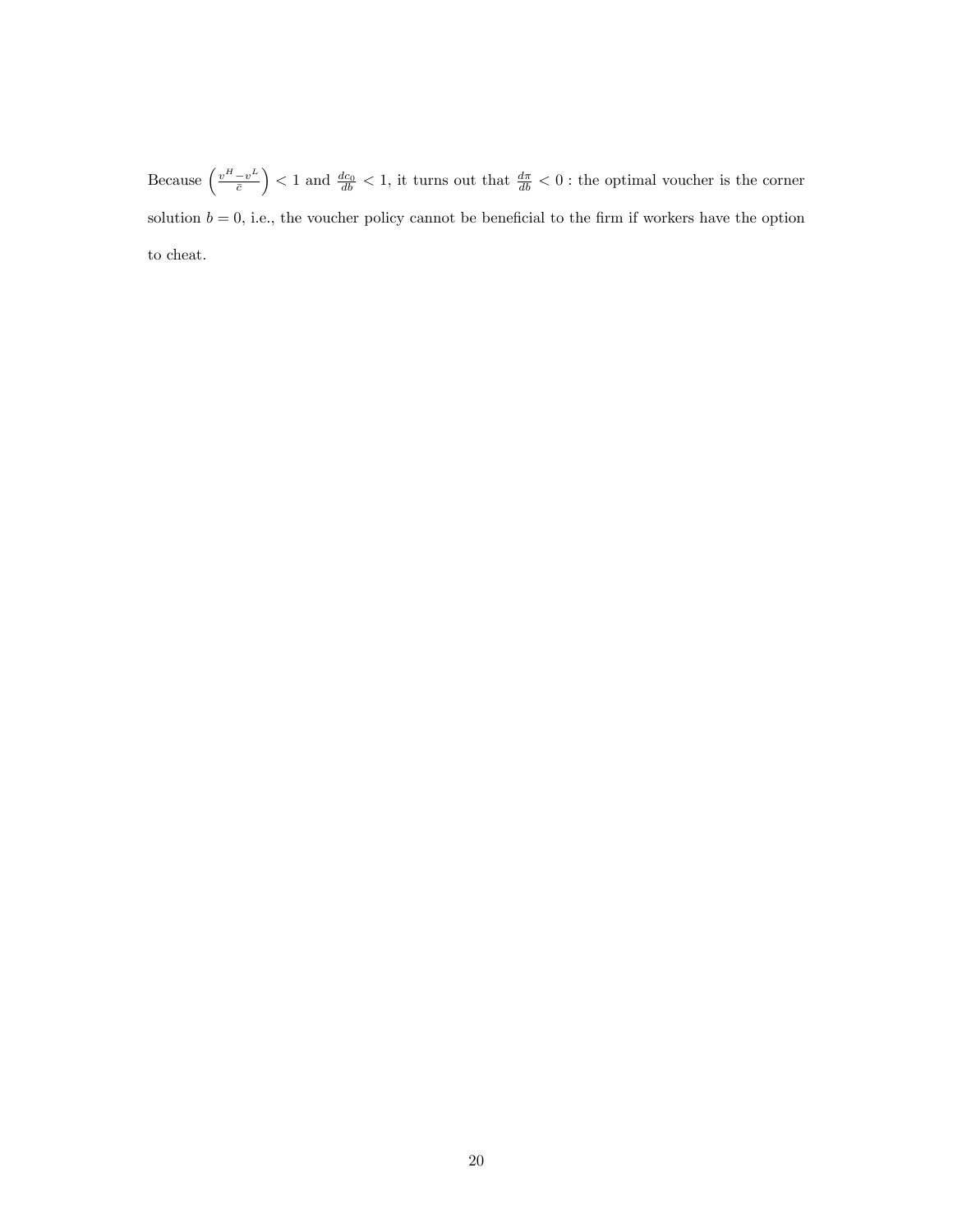Because $\left(\frac{v^H - v^L}{\bar{c}}\right) < 1$ and $\frac{dc_0}{db} < 1$, it turns out that $\frac{d\pi}{db} < 0$ : the optimal voucher is the corner solution $b = 0$, i.e., the voucher policy cannot be beneficial to the firm if workers have the option to cheat.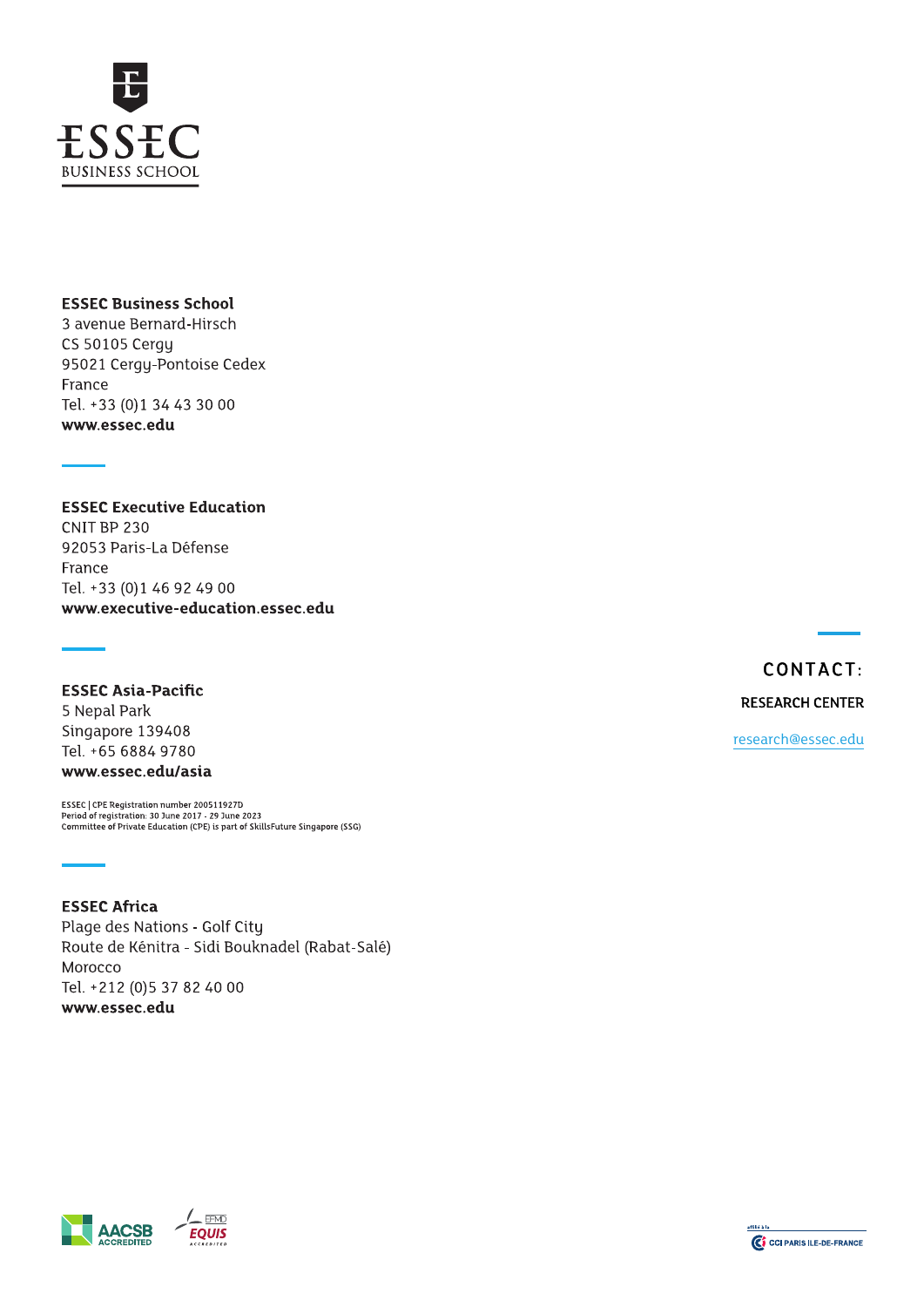ESSEC BUSINESS SCHOOL

**ESSEC Business School**
3 avenue Bernard-Hirsch
CS 50105 Cergy
95021 Cergy-Pontoise Cedex
France
Tel. +33 (0)1 34 43 30 00
**www.essec.edu**

**ESSEC Executive Education**
CNIT BP 230
92053 Paris-La Défense
France
Tel. +33 (0)1 46 92 49 00
**www.executive-education.essec.edu**

**ESSEC Asia-Pacific**
5 Nepal Park
Singapore 139408
Tel. +65 6884 9780
**www.essec.edu/asia**

ESSEC | CPE Registration number 200511927D
Period of registration: 30 June 2017 - 29 June 2023
Committee of Private Education (CPE) is part of SkillsFuture Singapore (SSG)

**ESSEC Africa**
Plage des Nations - Golf City
Route de Kénitra - Sidi Bouknadel (Rabat-Salé)
Morocco
Tel. +212 (0)5 37 82 40 00
**www.essec.edu**

## CONTACT:

**RESEARCH CENTER**

research@essec.edu

AACSB ACCREDITED

EFMD EQUIS ACCREDITED

CCI PARIS ILE-DE-FRANCE